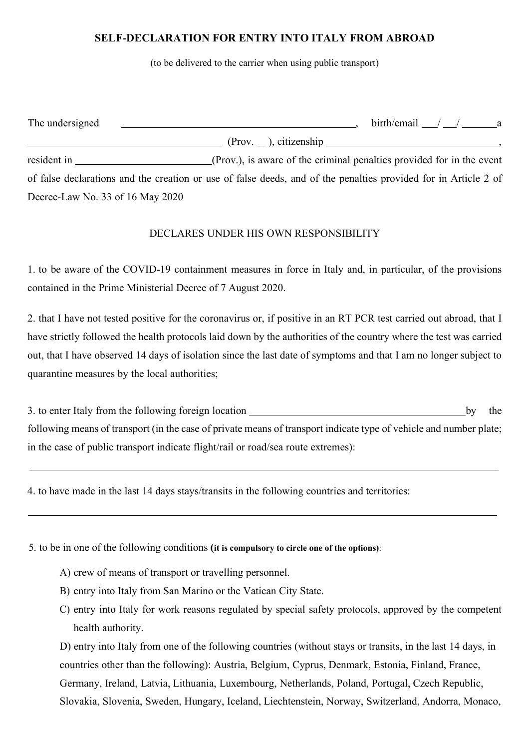**SELF-DECLARATION FOR ENTRY INTO ITALY FROM ABROAD**

(to be delivered to the carrier when using public transport)

The undersigned \_\_\_\_\_\_\_\_\_\_\_\_\_\_\_\_\_\_\_\_\_\_\_\_\_\_\_\_\_\_\_\_\_\_\_\_\_\_\_\_\_\_\_\_, birth/email \_\_\_/ \_\_\_/ \_\_\_\_\_\_\_a \_\_\_\_\_\_\_\_\_\_\_\_\_\_\_\_\_\_\_\_\_\_\_\_\_\_\_\_\_\_\_\_\_\_\_\_\_\_ (Prov. \_\_ ), citizenship \_\_\_\_\_\_\_\_\_\_\_\_\_\_\_\_\_\_\_\_\_\_\_\_\_\_\_\_\_\_\_\_\_\_, resident in \_\_\_\_\_\_\_\_\_\_\_\_\_\_\_\_\_\_\_\_\_\_\_\_\_\_(Prov.), is aware of the criminal penalties provided for in the event of false declarations and the creation or use of false deeds, and of the penalties provided for in Article 2 of Decree-Law No. 33 of 16 May 2020

DECLARES UNDER HIS OWN RESPONSIBILITY

1. to be aware of the COVID-19 containment measures in force in Italy and, in particular, of the provisions contained in the Prime Ministerial Decree of 7 August 2020.

2. that I have not tested positive for the coronavirus or, if positive in an RT PCR test carried out abroad, that I have strictly followed the health protocols laid down by the authorities of the country where the test was carried out, that I have observed 14 days of isolation since the last date of symptoms and that I am no longer subject to quarantine measures by the local authorities;

3. to enter Italy from the following foreign location \_\_\_\_\_\_\_\_\_\_\_\_\_\_\_\_\_\_\_\_\_\_\_\_\_\_\_\_\_\_\_\_\_\_\_\_\_\_\_\_\_\_by the following means of transport (in the case of private means of transport indicate type of vehicle and number plate; in the case of public transport indicate flight/rail or road/sea route extremes):

\_\_\_\_\_\_\_\_\_\_\_\_\_\_\_\_\_\_\_\_\_\_\_\_\_\_\_\_\_\_\_\_\_\_\_\_\_\_\_\_\_\_\_\_\_\_\_\_\_\_\_\_\_\_\_\_\_\_\_\_\_\_\_\_\_\_\_\_\_\_\_\_\_\_\_\_\_\_\_\_\_\_\_\_\_\_\_\_\_\_

4. to have made in the last 14 days stays/transits in the following countries and territories:

\_\_\_\_\_\_\_\_\_\_\_\_\_\_\_\_\_\_\_\_\_\_\_\_\_\_\_\_\_\_\_\_\_\_\_\_\_\_\_\_\_\_\_\_\_\_\_\_\_\_\_\_\_\_\_\_\_\_\_\_\_\_\_\_\_\_\_\_\_\_\_\_\_\_\_\_\_\_\_\_\_\_\_\_\_\_\_\_\_\_

5. to be in one of the following conditions **(it is compulsory to circle one of the options)**:

A) crew of means of transport or travelling personnel.

B) entry into Italy from San Marino or the Vatican City State.

C) entry into Italy for work reasons regulated by special safety protocols, approved by the competent health authority.

D) entry into Italy from one of the following countries (without stays or transits, in the last 14 days, in countries other than the following): Austria, Belgium, Cyprus, Denmark, Estonia, Finland, France, Germany, Ireland, Latvia, Lithuania, Luxembourg, Netherlands, Poland, Portugal, Czech Republic, Slovakia, Slovenia, Sweden, Hungary, Iceland, Liechtenstein, Norway, Switzerland, Andorra, Monaco,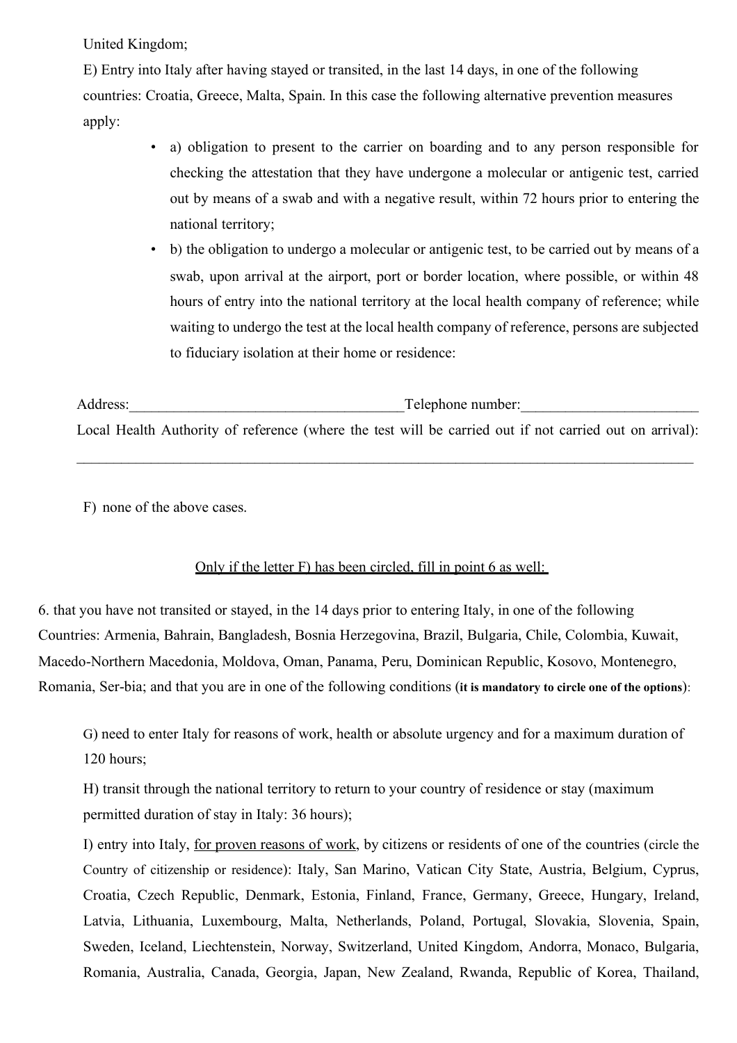United Kingdom;

E) Entry into Italy after having stayed or transited, in the last 14 days, in one of the following countries: Croatia, Greece, Malta, Spain. In this case the following alternative prevention measures apply:

- a) obligation to present to the carrier on boarding and to any person responsible for checking the attestation that they have undergone a molecular or antigenic test, carried out by means of a swab and with a negative result, within 72 hours prior to entering the national territory;
- b) the obligation to undergo a molecular or antigenic test, to be carried out by means of a swab, upon arrival at the airport, port or border location, where possible, or within 48 hours of entry into the national territory at the local health company of reference; while waiting to undergo the test at the local health company of reference, persons are subjected to fiduciary isolation at their home or residence:

Address:_____________________________________Telephone number:________________________

Local Health Authority of reference (where the test will be carried out if not carried out on arrival):

_____________________________________________________________________________________

F) none of the above cases.

<u>Only if the letter F) has been circled, fill in point 6 as well:</u>

6. that you have not transited or stayed, in the 14 days prior to entering Italy, in one of the following Countries: Armenia, Bahrain, Bangladesh, Bosnia Herzegovina, Brazil, Bulgaria, Chile, Colombia, Kuwait, Macedo-Northern Macedonia, Moldova, Oman, Panama, Peru, Dominican Republic, Kosovo, Montenegro, Romania, Ser-bia; and that you are in one of the following conditions (**it is mandatory to circle one of the options**):

G) need to enter Italy for reasons of work, health or absolute urgency and for a maximum duration of 120 hours;

H) transit through the national territory to return to your country of residence or stay (maximum permitted duration of stay in Italy: 36 hours);

I) entry into Italy, <u>for proven reasons of work</u>, by citizens or residents of one of the countries (circle the Country of citizenship or residence): Italy, San Marino, Vatican City State, Austria, Belgium, Cyprus, Croatia, Czech Republic, Denmark, Estonia, Finland, France, Germany, Greece, Hungary, Ireland, Latvia, Lithuania, Luxembourg, Malta, Netherlands, Poland, Portugal, Slovakia, Slovenia, Spain, Sweden, Iceland, Liechtenstein, Norway, Switzerland, United Kingdom, Andorra, Monaco, Bulgaria, Romania, Australia, Canada, Georgia, Japan, New Zealand, Rwanda, Republic of Korea, Thailand,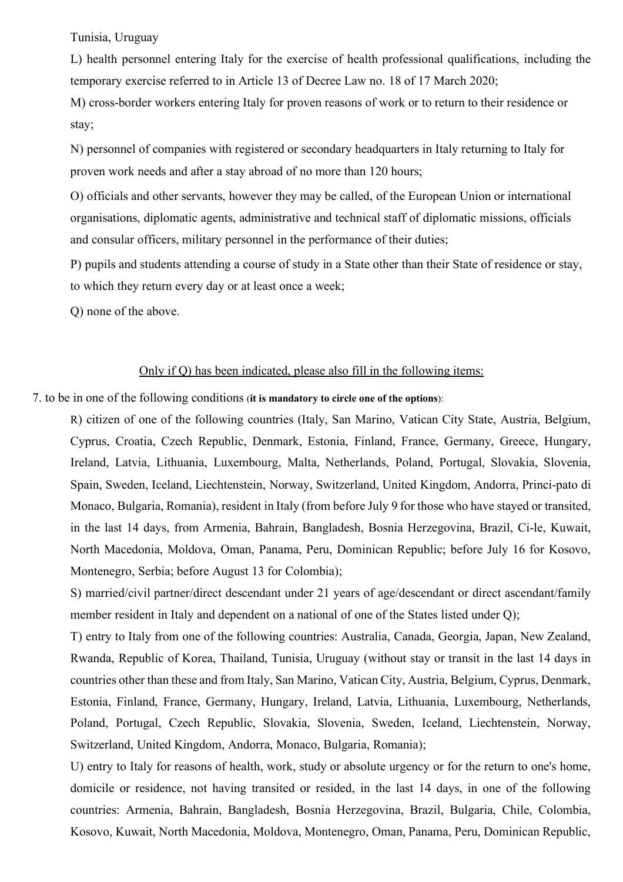Tunisia, Uruguay

L) health personnel entering Italy for the exercise of health professional qualifications, including the temporary exercise referred to in Article 13 of Decree Law no. 18 of 17 March 2020;

M) cross-border workers entering Italy for proven reasons of work or to return to their residence or stay;

N) personnel of companies with registered or secondary headquarters in Italy returning to Italy for proven work needs and after a stay abroad of no more than 120 hours;

O) officials and other servants, however they may be called, of the European Union or international organisations, diplomatic agents, administrative and technical staff of diplomatic missions, officials and consular officers, military personnel in the performance of their duties;

P) pupils and students attending a course of study in a State other than their State of residence or stay, to which they return every day or at least once a week;

Q) none of the above.

<u>Only if Q) has been indicated, please also fill in the following items:</u>

7. to be in one of the following conditions (**it is mandatory to circle one of the options**):

R) citizen of one of the following countries (Italy, San Marino, Vatican City State, Austria, Belgium, Cyprus, Croatia, Czech Republic, Denmark, Estonia, Finland, France, Germany, Greece, Hungary, Ireland, Latvia, Lithuania, Luxembourg, Malta, Netherlands, Poland, Portugal, Slovakia, Slovenia, Spain, Sweden, Iceland, Liechtenstein, Norway, Switzerland, United Kingdom, Andorra, Princi-pato di Monaco, Bulgaria, Romania), resident in Italy (from before July 9 for those who have stayed or transited, in the last 14 days, from Armenia, Bahrain, Bangladesh, Bosnia Herzegovina, Brazil, Ci-le, Kuwait, North Macedonia, Moldova, Oman, Panama, Peru, Dominican Republic; before July 16 for Kosovo, Montenegro, Serbia; before August 13 for Colombia);

S) married/civil partner/direct descendant under 21 years of age/descendant or direct ascendant/family member resident in Italy and dependent on a national of one of the States listed under Q);

T) entry to Italy from one of the following countries: Australia, Canada, Georgia, Japan, New Zealand, Rwanda, Republic of Korea, Thailand, Tunisia, Uruguay (without stay or transit in the last 14 days in countries other than these and from Italy, San Marino, Vatican City, Austria, Belgium, Cyprus, Denmark, Estonia, Finland, France, Germany, Hungary, Ireland, Latvia, Lithuania, Luxembourg, Netherlands, Poland, Portugal, Czech Republic, Slovakia, Slovenia, Sweden, Iceland, Liechtenstein, Norway, Switzerland, United Kingdom, Andorra, Monaco, Bulgaria, Romania);

U) entry to Italy for reasons of health, work, study or absolute urgency or for the return to one's home, domicile or residence, not having transited or resided, in the last 14 days, in one of the following countries: Armenia, Bahrain, Bangladesh, Bosnia Herzegovina, Brazil, Bulgaria, Chile, Colombia, Kosovo, Kuwait, North Macedonia, Moldova, Montenegro, Oman, Panama, Peru, Dominican Republic,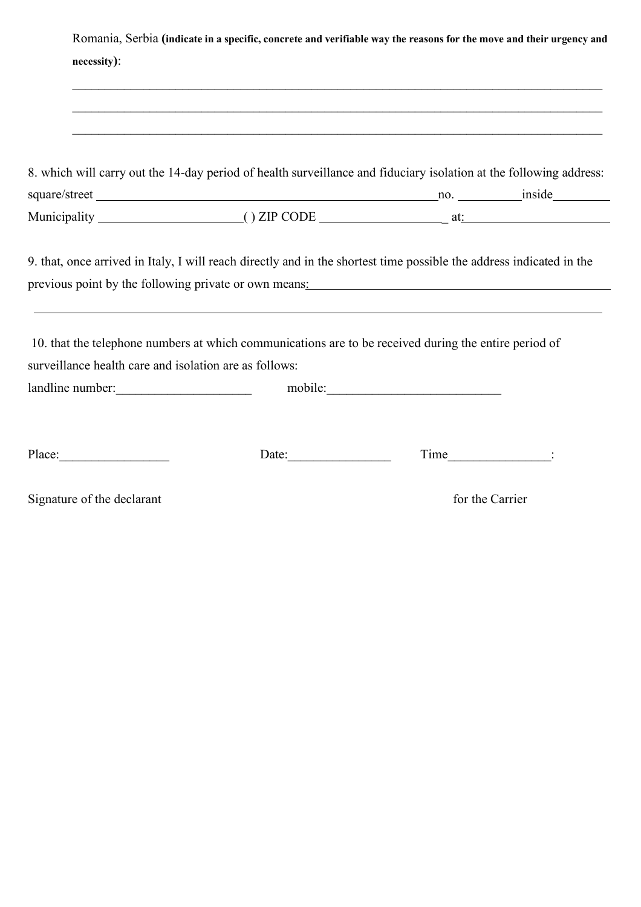Romania, Serbia (**indicate in a specific, concrete and verifiable way the reasons for the move and their urgency and necessity**):

___________________________________________________________________________________________

___________________________________________________________________________________________

___________________________________________________________________________________________

8. which will carry out the 14-day period of health surveillance and fiduciary isolation at the following address: square/street ______________________________________________ no. __________ inside _________ Municipality ______________________ ( ) ZIP CODE ____________________ at: ______________________

9. that, once arrived in Italy, I will reach directly and in the shortest time possible the address indicated in the previous point by the following private or own means: ______________________________________________

___________________________________________________________________________________________

10. that the telephone numbers at which communications are to be received during the entire period of surveillance health care and isolation are as follows:

landline number: _____________________ mobile: ___________________________

Place: _________________ Date: ________________ Time ________________:

Signature of the declarant for the Carrier